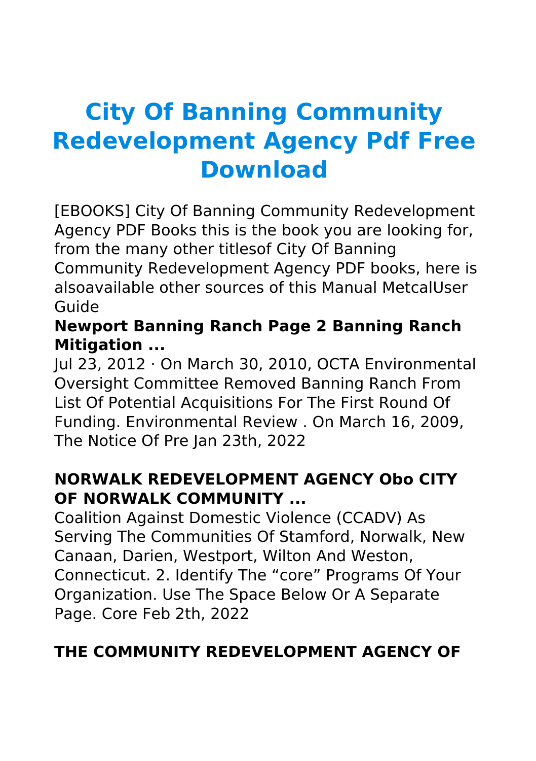# City Of Banning Community Redevelopment Agency Pdf Free Download

[EBOOKS] City Of Banning Community Redevelopment Agency PDF Books this is the book you are looking for, from the many other titlesof City Of Banning Community Redevelopment Agency PDF books, here is alsoavailable other sources of this Manual MetcalUser Guide

### Newport Banning Ranch Page 2 Banning Ranch Mitigation ...

Jul 23, 2012 · On March 30, 2010, OCTA Environmental Oversight Committee Removed Banning Ranch From List Of Potential Acquisitions For The First Round Of Funding. Environmental Review . On March 16, 2009, The Notice Of Pre Jan 23th, 2022

### NORWALK REDEVELOPMENT AGENCY Obo CITY OF NORWALK COMMUNITY ...

Coalition Against Domestic Violence (CCADV) As Serving The Communities Of Stamford, Norwalk, New Canaan, Darien, Westport, Wilton And Weston, Connecticut. 2. Identify The "core" Programs Of Your Organization. Use The Space Below Or A Separate Page. Core Feb 2th, 2022

### THE COMMUNITY REDEVELOPMENT AGENCY OF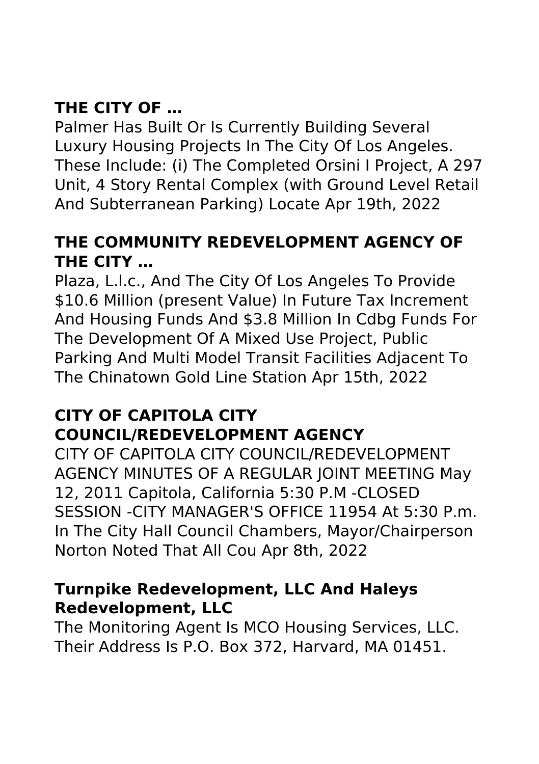## THE CITY OF …

Palmer Has Built Or Is Currently Building Several Luxury Housing Projects In The City Of Los Angeles. These Include: (i) The Completed Orsini I Project, A 297 Unit, 4 Story Rental Complex (with Ground Level Retail And Subterranean Parking) Locate Apr 19th, 2022

## THE COMMUNITY REDEVELOPMENT AGENCY OF THE CITY …

Plaza, L.l.c., And The City Of Los Angeles To Provide $10.6 Million (present Value) In Future Tax Increment And Housing Funds And $3.8 Million In Cdbg Funds For The Development Of A Mixed Use Project, Public Parking And Multi Model Transit Facilities Adjacent To The Chinatown Gold Line Station Apr 15th, 2022

## CITY OF CAPITOLA CITY COUNCIL/REDEVELOPMENT AGENCY

CITY OF CAPITOLA CITY COUNCIL/REDEVELOPMENT AGENCY MINUTES OF A REGULAR JOINT MEETING May 12, 2011 Capitola, California 5:30 P.M -CLOSED SESSION -CITY MANAGER'S OFFICE 11954 At 5:30 P.m. In The City Hall Council Chambers, Mayor/Chairperson Norton Noted That All Cou Apr 8th, 2022

## Turnpike Redevelopment, LLC And Haleys Redevelopment, LLC

The Monitoring Agent Is MCO Housing Services, LLC. Their Address Is P.O. Box 372, Harvard, MA 01451.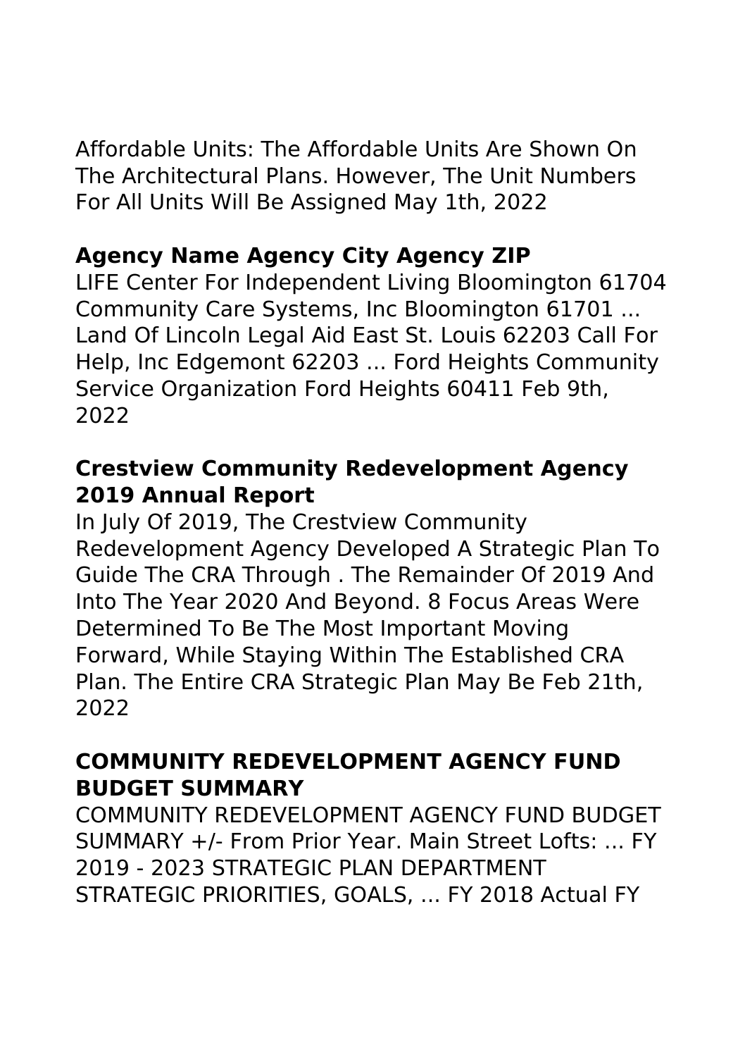Affordable Units: The Affordable Units Are Shown On The Architectural Plans. However, The Unit Numbers For All Units Will Be Assigned May 1th, 2022

## Agency Name Agency City Agency ZIP

LIFE Center For Independent Living Bloomington 61704 Community Care Systems, Inc Bloomington 61701 ... Land Of Lincoln Legal Aid East St. Louis 62203 Call For Help, Inc Edgemont 62203 ... Ford Heights Community Service Organization Ford Heights 60411 Feb 9th, 2022

## Crestview Community Redevelopment Agency 2019 Annual Report

In July Of 2019, The Crestview Community Redevelopment Agency Developed A Strategic Plan To Guide The CRA Through . The Remainder Of 2019 And Into The Year 2020 And Beyond. 8 Focus Areas Were Determined To Be The Most Important Moving Forward, While Staying Within The Established CRA Plan. The Entire CRA Strategic Plan May Be Feb 21th, 2022

## COMMUNITY REDEVELOPMENT AGENCY FUND BUDGET SUMMARY

COMMUNITY REDEVELOPMENT AGENCY FUND BUDGET SUMMARY +/- From Prior Year. Main Street Lofts: ... FY 2019 - 2023 STRATEGIC PLAN DEPARTMENT STRATEGIC PRIORITIES, GOALS, ... FY 2018 Actual FY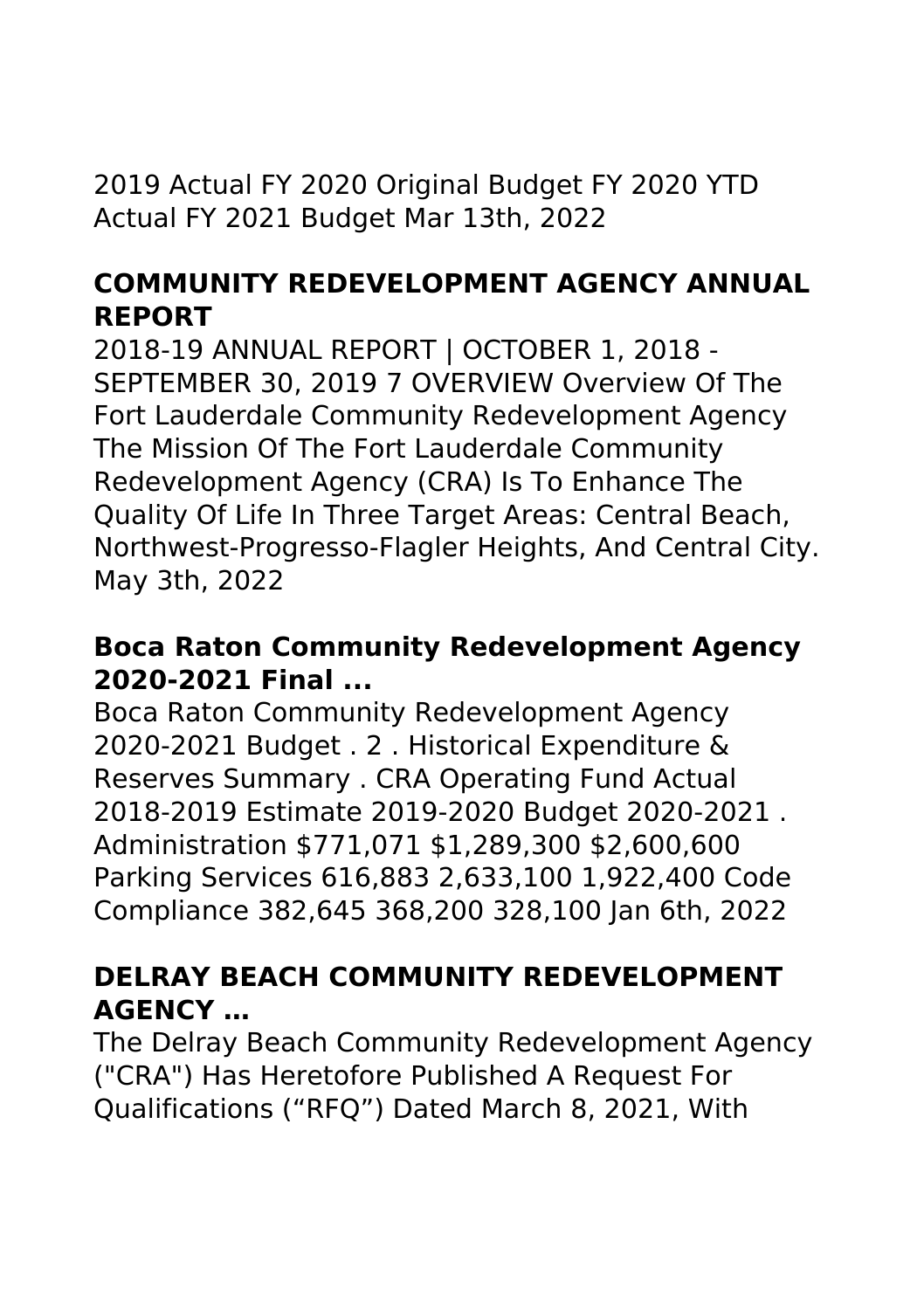2019 Actual FY 2020 Original Budget FY 2020 YTD Actual FY 2021 Budget Mar 13th, 2022

### COMMUNITY REDEVELOPMENT AGENCY ANNUAL REPORT

2018-19 ANNUAL REPORT | OCTOBER 1, 2018 - SEPTEMBER 30, 2019 7 OVERVIEW Overview Of The Fort Lauderdale Community Redevelopment Agency The Mission Of The Fort Lauderdale Community Redevelopment Agency (CRA) Is To Enhance The Quality Of Life In Three Target Areas: Central Beach, Northwest-Progresso-Flagler Heights, And Central City. May 3th, 2022

### Boca Raton Community Redevelopment Agency 2020-2021 Final ...

Boca Raton Community Redevelopment Agency 2020-2021 Budget . 2 . Historical Expenditure & Reserves Summary . CRA Operating Fund Actual 2018-2019 Estimate 2019-2020 Budget 2020-2021 . Administration $771,071 $1,289,300 $2,600,600 Parking Services 616,883 2,633,100 1,922,400 Code Compliance 382,645 368,200 328,100 Jan 6th, 2022

### DELRAY BEACH COMMUNITY REDEVELOPMENT AGENCY …

The Delray Beach Community Redevelopment Agency ("CRA") Has Heretofore Published A Request For Qualifications ("RFQ") Dated March 8, 2021, With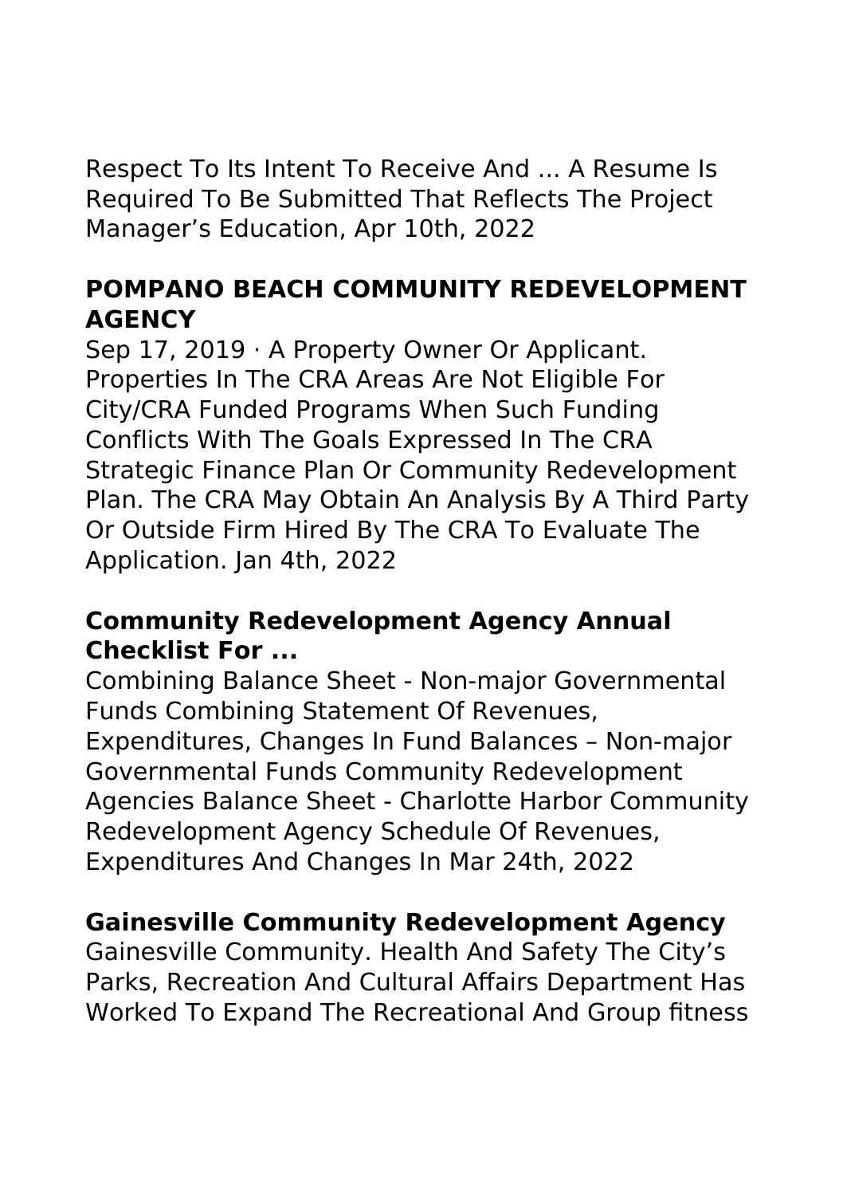Respect To Its Intent To Receive And ... A Resume Is Required To Be Submitted That Reflects The Project Manager's Education, Apr 10th, 2022

### POMPANO BEACH COMMUNITY REDEVELOPMENT AGENCY

Sep 17, 2019 · A Property Owner Or Applicant. Properties In The CRA Areas Are Not Eligible For City/CRA Funded Programs When Such Funding Conflicts With The Goals Expressed In The CRA Strategic Finance Plan Or Community Redevelopment Plan. The CRA May Obtain An Analysis By A Third Party Or Outside Firm Hired By The CRA To Evaluate The Application. Jan 4th, 2022

### Community Redevelopment Agency Annual Checklist For ...

Combining Balance Sheet - Non-major Governmental Funds Combining Statement Of Revenues, Expenditures, Changes In Fund Balances – Non-major Governmental Funds Community Redevelopment Agencies Balance Sheet - Charlotte Harbor Community Redevelopment Agency Schedule Of Revenues, Expenditures And Changes In Mar 24th, 2022

### Gainesville Community Redevelopment Agency

Gainesville Community. Health And Safety The City's Parks, Recreation And Cultural Affairs Department Has Worked To Expand The Recreational And Group fitness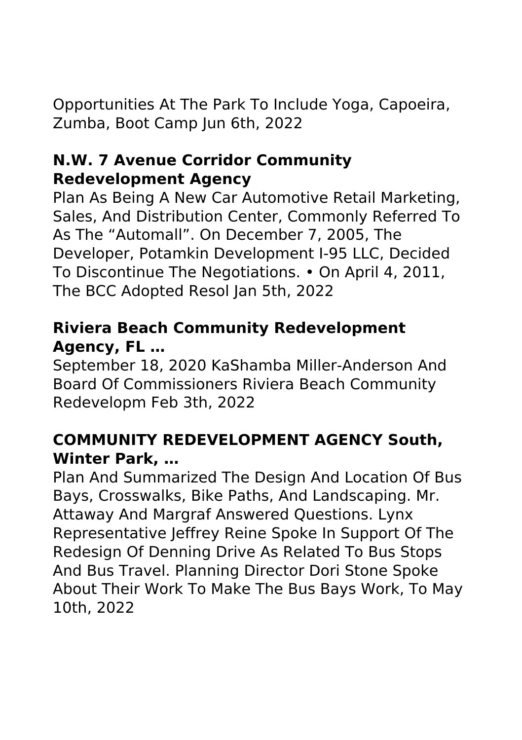Opportunities At The Park To Include Yoga, Capoeira, Zumba, Boot Camp Jun 6th, 2022

### N.W. 7 Avenue Corridor Community Redevelopment Agency

Plan As Being A New Car Automotive Retail Marketing, Sales, And Distribution Center, Commonly Referred To As The "Automall". On December 7, 2005, The Developer, Potamkin Development I-95 LLC, Decided To Discontinue The Negotiations. • On April 4, 2011, The BCC Adopted Resol Jan 5th, 2022

### Riviera Beach Community Redevelopment Agency, FL …

September 18, 2020 KaShamba Miller-Anderson And Board Of Commissioners Riviera Beach Community Redevelopm Feb 3th, 2022

### COMMUNITY REDEVELOPMENT AGENCY South, Winter Park, …

Plan And Summarized The Design And Location Of Bus Bays, Crosswalks, Bike Paths, And Landscaping. Mr. Attaway And Margraf Answered Questions. Lynx Representative Jeffrey Reine Spoke In Support Of The Redesign Of Denning Drive As Related To Bus Stops And Bus Travel. Planning Director Dori Stone Spoke About Their Work To Make The Bus Bays Work, To May 10th, 2022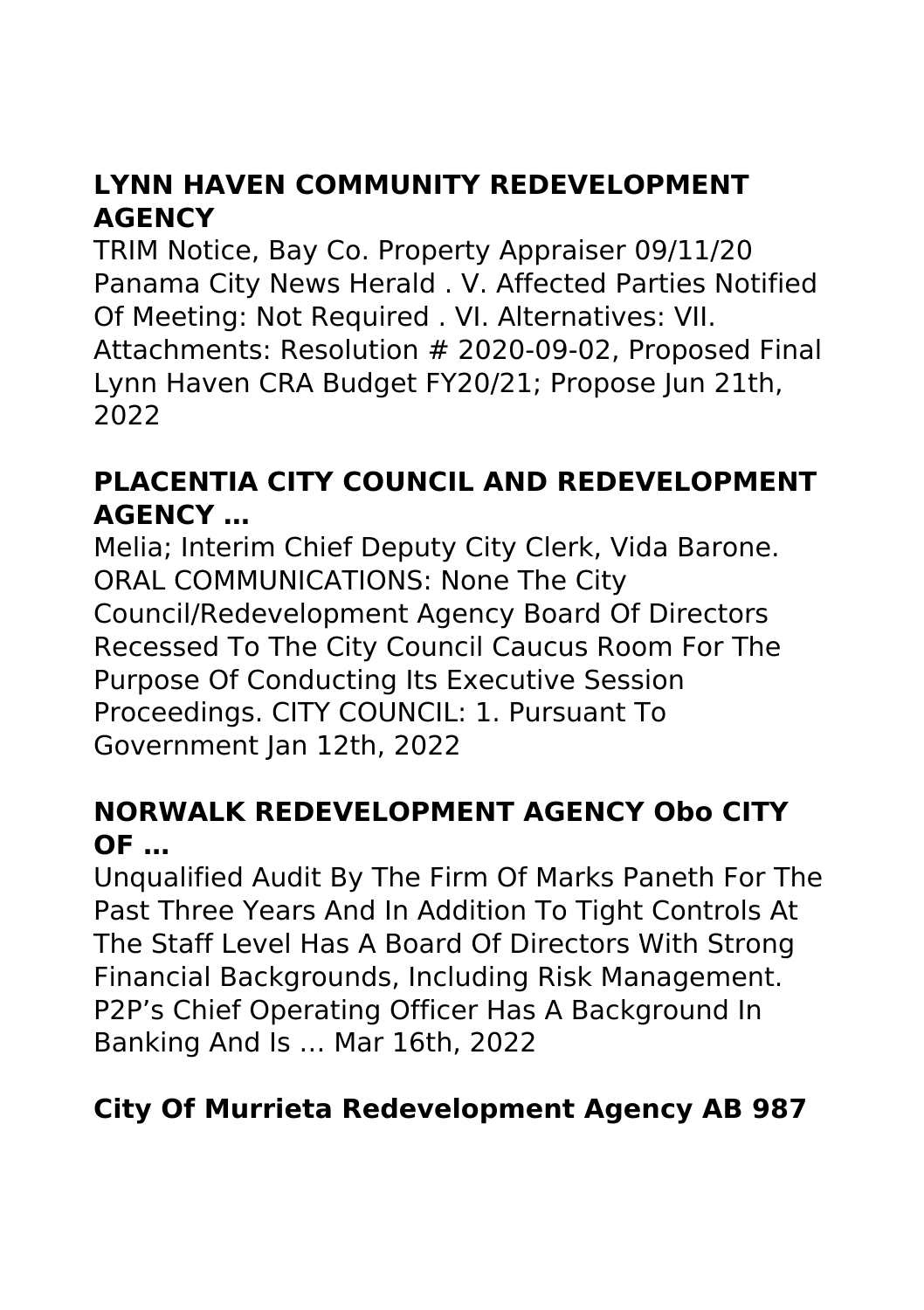## LYNN HAVEN COMMUNITY REDEVELOPMENT AGENCY

TRIM Notice, Bay Co. Property Appraiser 09/11/20 Panama City News Herald . V. Affected Parties Notified Of Meeting: Not Required . VI. Alternatives: VII. Attachments: Resolution # 2020-09-02, Proposed Final Lynn Haven CRA Budget FY20/21; Propose Jun 21th, 2022

## PLACENTIA CITY COUNCIL AND REDEVELOPMENT AGENCY …

Melia; Interim Chief Deputy City Clerk, Vida Barone. ORAL COMMUNICATIONS: None The City Council/Redevelopment Agency Board Of Directors Recessed To The City Council Caucus Room For The Purpose Of Conducting Its Executive Session Proceedings. CITY COUNCIL: 1. Pursuant To Government Jan 12th, 2022

## NORWALK REDEVELOPMENT AGENCY Obo CITY OF …

Unqualified Audit By The Firm Of Marks Paneth For The Past Three Years And In Addition To Tight Controls At The Staff Level Has A Board Of Directors With Strong Financial Backgrounds, Including Risk Management. P2P's Chief Operating Officer Has A Background In Banking And Is … Mar 16th, 2022

## City Of Murrieta Redevelopment Agency AB 987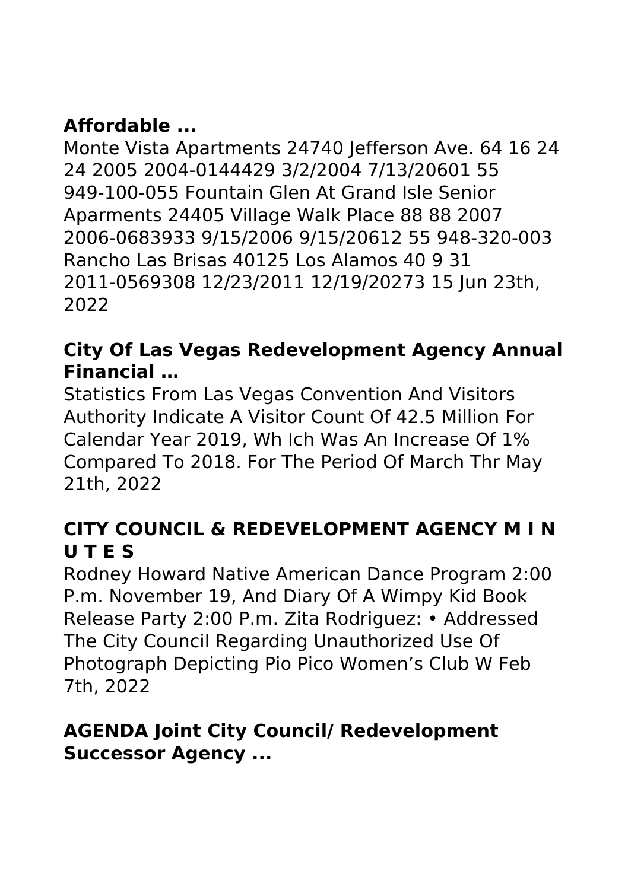## Affordable ...

Monte Vista Apartments 24740 Jefferson Ave. 64 16 24 24 2005 2004-0144429 3/2/2004 7/13/20601 55 949-100-055 Fountain Glen At Grand Isle Senior Aparments 24405 Village Walk Place 88 88 2007 2006-0683933 9/15/2006 9/15/20612 55 948-320-003 Rancho Las Brisas 40125 Los Alamos 40 9 31 2011-0569308 12/23/2011 12/19/20273 15 Jun 23th, 2022

## City Of Las Vegas Redevelopment Agency Annual Financial …

Statistics From Las Vegas Convention And Visitors Authority Indicate A Visitor Count Of 42.5 Million For Calendar Year 2019, Wh Ich Was An Increase Of 1% Compared To 2018. For The Period Of March Thr May 21th, 2022

## CITY COUNCIL & REDEVELOPMENT AGENCY M I N U T E S

Rodney Howard Native American Dance Program 2:00 P.m. November 19, And Diary Of A Wimpy Kid Book Release Party 2:00 P.m. Zita Rodriguez: • Addressed The City Council Regarding Unauthorized Use Of Photograph Depicting Pio Pico Women's Club W Feb 7th, 2022

## AGENDA Joint City Council/ Redevelopment Successor Agency ...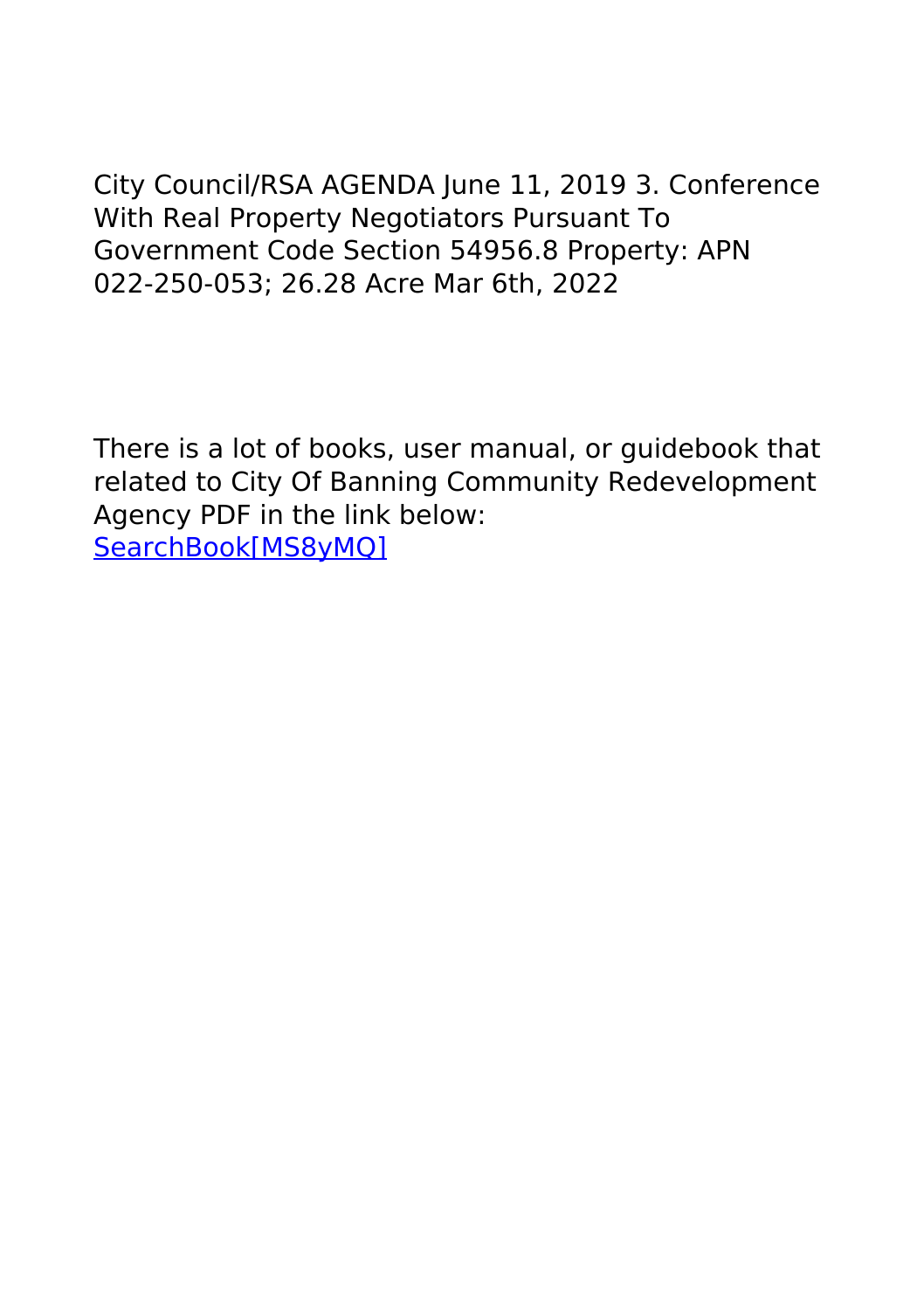City Council/RSA AGENDA June 11, 2019 3. Conference With Real Property Negotiators Pursuant To Government Code Section 54956.8 Property: APN 022-250-053; 26.28 Acre Mar 6th, 2022

There is a lot of books, user manual, or guidebook that related to City Of Banning Community Redevelopment Agency PDF in the link below:
SearchBook[MS8yMQ]